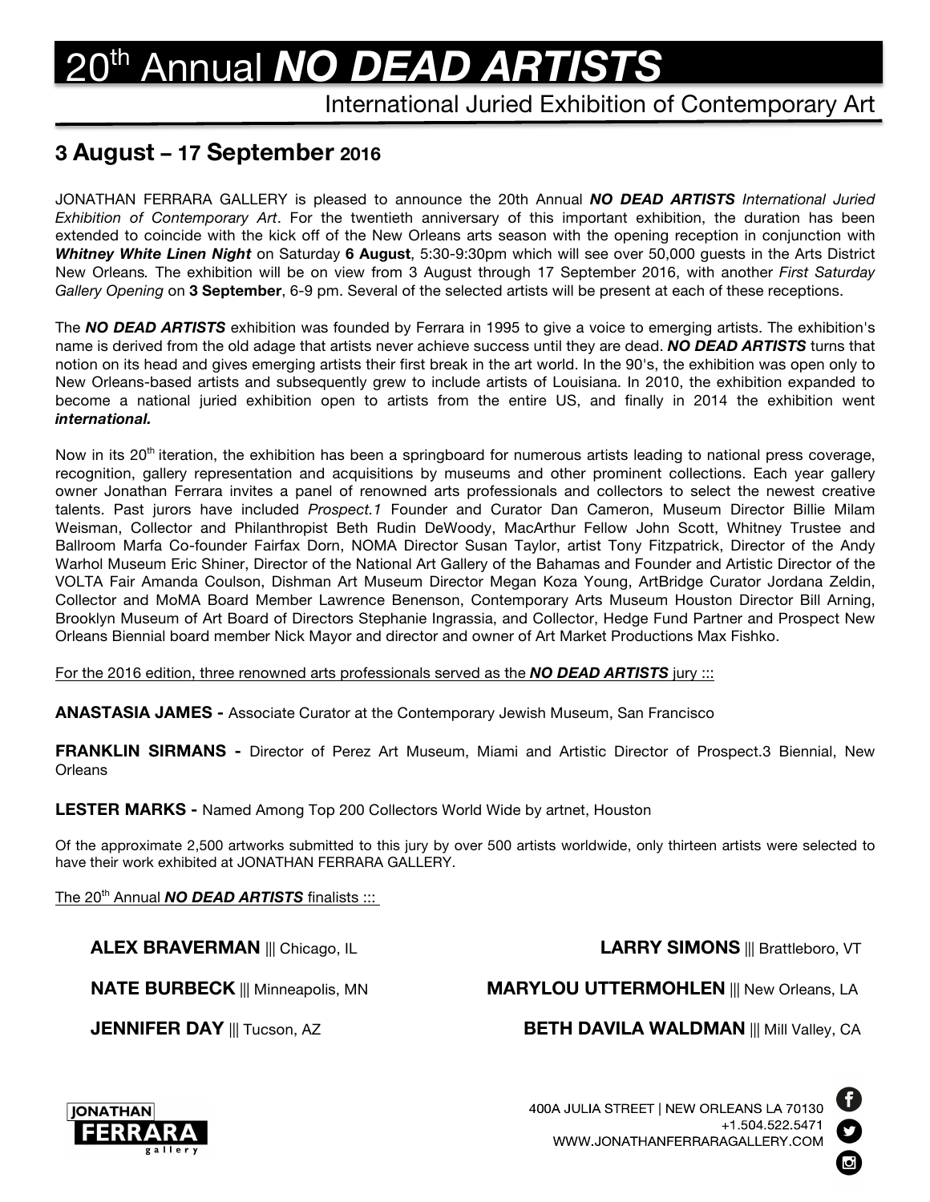# 20th Annual ***NO DEAD ARTISTS***

## International Juried Exhibition of Contemporary Art

## 3 August – 17 September 2016

JONATHAN FERRARA GALLERY is pleased to announce the 20th Annual ***NO DEAD ARTISTS*** *International Juried Exhibition of Contemporary Art*. For the twentieth anniversary of this important exhibition, the duration has been extended to coincide with the kick off of the New Orleans arts season with the opening reception in conjunction with ***Whitney White Linen Night*** on Saturday **6 August**, 5:30-9:30pm which will see over 50,000 guests in the Arts District New Orleans. The exhibition will be on view from 3 August through 17 September 2016, with another *First Saturday Gallery Opening* on **3 September**, 6-9 pm. Several of the selected artists will be present at each of these receptions.

The ***NO DEAD ARTISTS*** exhibition was founded by Ferrara in 1995 to give a voice to emerging artists. The exhibition's name is derived from the old adage that artists never achieve success until they are dead. ***NO DEAD ARTISTS*** turns that notion on its head and gives emerging artists their first break in the art world. In the 90's, the exhibition was open only to New Orleans-based artists and subsequently grew to include artists of Louisiana. In 2010, the exhibition expanded to become a national juried exhibition open to artists from the entire US, and finally in 2014 the exhibition went ***international.***

Now in its 20th iteration, the exhibition has been a springboard for numerous artists leading to national press coverage, recognition, gallery representation and acquisitions by museums and other prominent collections. Each year gallery owner Jonathan Ferrara invites a panel of renowned arts professionals and collectors to select the newest creative talents. Past jurors have included *Prospect.1* Founder and Curator Dan Cameron, Museum Director Billie Milam Weisman, Collector and Philanthropist Beth Rudin DeWoody, MacArthur Fellow John Scott, Whitney Trustee and Ballroom Marfa Co-founder Fairfax Dorn, NOMA Director Susan Taylor, artist Tony Fitzpatrick, Director of the Andy Warhol Museum Eric Shiner, Director of the National Art Gallery of the Bahamas and Founder and Artistic Director of the VOLTA Fair Amanda Coulson, Dishman Art Museum Director Megan Koza Young, ArtBridge Curator Jordana Zeldin, Collector and MoMA Board Member Lawrence Benenson, Contemporary Arts Museum Houston Director Bill Arning, Brooklyn Museum of Art Board of Directors Stephanie Ingrassia, and Collector, Hedge Fund Partner and Prospect New Orleans Biennial board member Nick Mayor and director and owner of Art Market Productions Max Fishko.

For the 2016 edition, three renowned arts professionals served as the ***NO DEAD ARTISTS*** jury :::

**ANASTASIA JAMES -** Associate Curator at the Contemporary Jewish Museum, San Francisco

**FRANKLIN SIRMANS -** Director of Perez Art Museum, Miami and Artistic Director of Prospect.3 Biennial, New Orleans

**LESTER MARKS -** Named Among Top 200 Collectors World Wide by artnet, Houston

Of the approximate 2,500 artworks submitted to this jury by over 500 artists worldwide, only thirteen artists were selected to have their work exhibited at JONATHAN FERRARA GALLERY.

The 20th Annual ***NO DEAD ARTISTS*** finalists :::

**ALEX BRAVERMAN** ||| Chicago, IL

**NATE BURBECK** ||| Minneapolis, MN

**JENNIFER DAY** ||| Tucson, AZ

**LARRY SIMONS** ||| Brattleboro, VT

**MARYLOU UTTERMOHLEN** ||| New Orleans, LA

**BETH DAVILA WALDMAN** ||| Mill Valley, CA

JONATHAN FERRARA gallery

400A JULIA STREET | NEW ORLEANS LA 70130
+1.504.522.5471
WWW.JONATHANFERRARAGALLERY.COM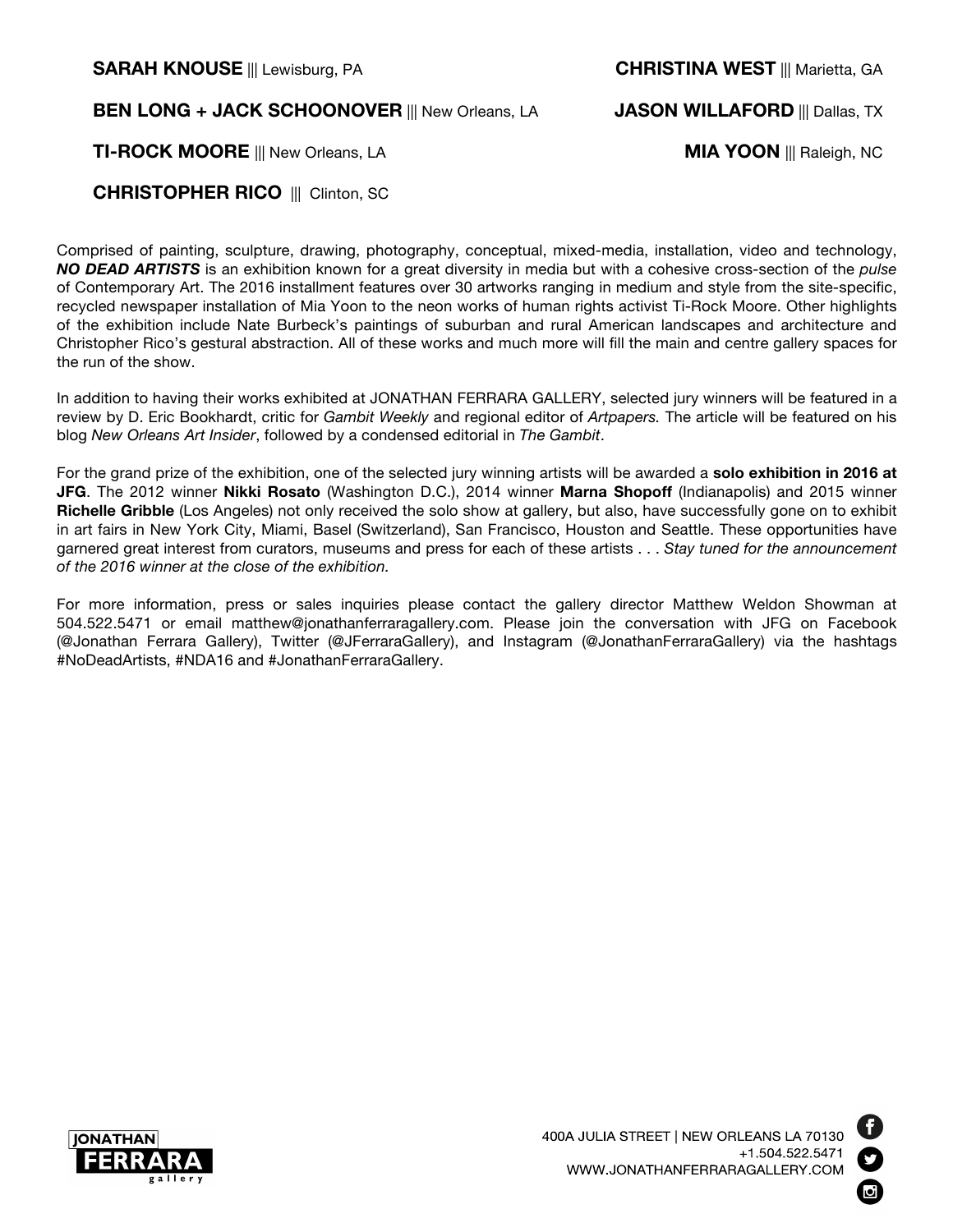**SARAH KNOUSE** ||| Lewisburg, PA

**BEN LONG + JACK SCHOONOVER** ||| New Orleans, LA

**TI-ROCK MOORE** ||| New Orleans, LA

**CHRISTOPHER RICO** ||| Clinton, SC

**CHRISTINA WEST** ||| Marietta, GA

**JASON WILLAFORD** ||| Dallas, TX

**MIA YOON** ||| Raleigh, NC

Comprised of painting, sculpture, drawing, photography, conceptual, mixed-media, installation, video and technology, ***NO DEAD ARTISTS*** is an exhibition known for a great diversity in media but with a cohesive cross-section of the *pulse* of Contemporary Art. The 2016 installment features over 30 artworks ranging in medium and style from the site-specific, recycled newspaper installation of Mia Yoon to the neon works of human rights activist Ti-Rock Moore. Other highlights of the exhibition include Nate Burbeck's paintings of suburban and rural American landscapes and architecture and Christopher Rico's gestural abstraction. All of these works and much more will fill the main and centre gallery spaces for the run of the show.

In addition to having their works exhibited at JONATHAN FERRARA GALLERY, selected jury winners will be featured in a review by D. Eric Bookhardt, critic for *Gambit Weekly* and regional editor of *Artpapers.* The article will be featured on his blog *New Orleans Art Insider*, followed by a condensed editorial in *The Gambit*.

For the grand prize of the exhibition, one of the selected jury winning artists will be awarded a **solo exhibition in 2016 at JFG**. The 2012 winner **Nikki Rosato** (Washington D.C.), 2014 winner **Marna Shopoff** (Indianapolis) and 2015 winner **Richelle Gribble** (Los Angeles) not only received the solo show at gallery, but also, have successfully gone on to exhibit in art fairs in New York City, Miami, Basel (Switzerland), San Francisco, Houston and Seattle. These opportunities have garnered great interest from curators, museums and press for each of these artists . . . *Stay tuned for the announcement of the 2016 winner at the close of the exhibition.*

For more information, press or sales inquiries please contact the gallery director Matthew Weldon Showman at 504.522.5471 or email matthew@jonathanferraragallery.com. Please join the conversation with JFG on Facebook (@Jonathan Ferrara Gallery), Twitter (@JFerraraGallery), and Instagram (@JonathanFerraraGallery) via the hashtags #NoDeadArtists, #NDA16 and #JonathanFerraraGallery.

JONATHAN FERRARA gallery

400A JULIA STREET | NEW ORLEANS LA 70130
+1.504.522.5471
WWW.JONATHANFERRARAGALLERY.COM